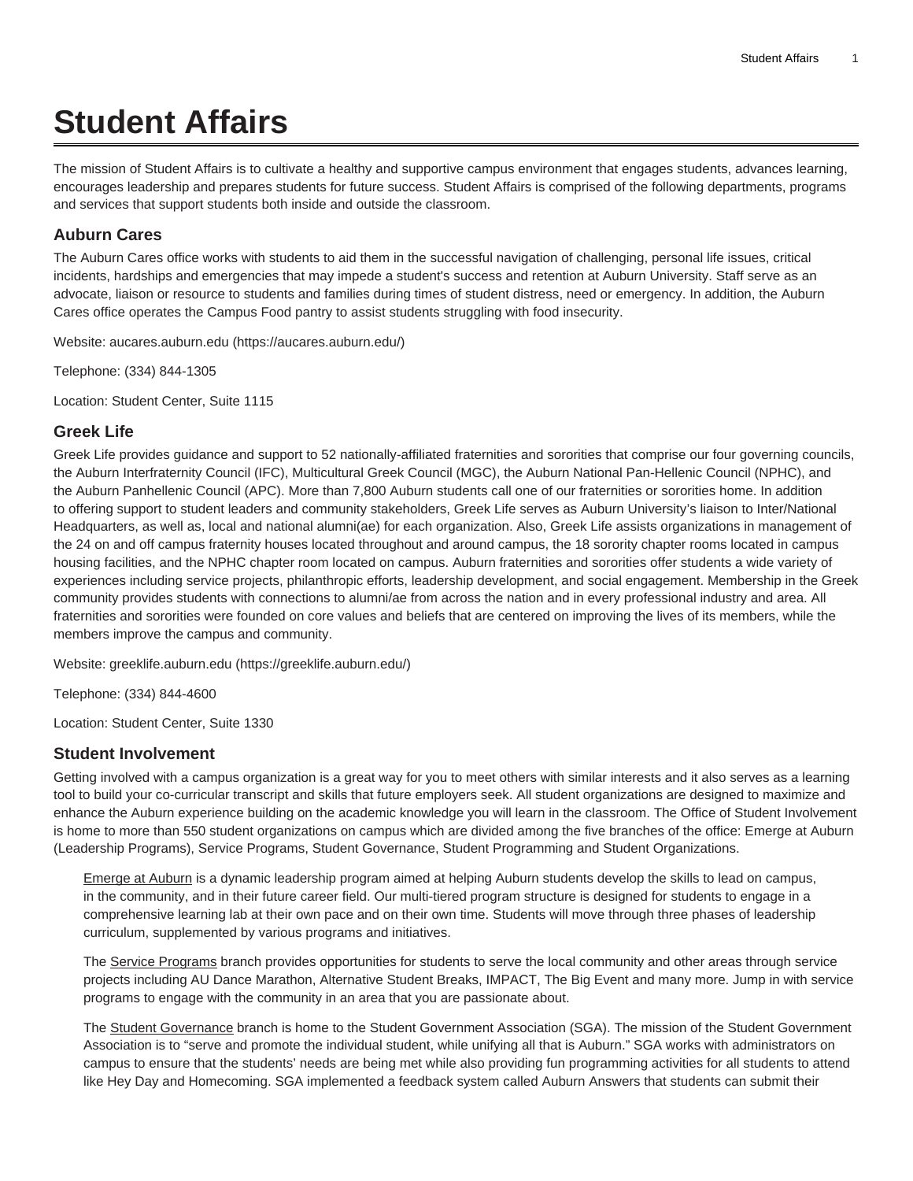# Student Affairs

The mission of Student Affairs is to cultivate a healthy and supportive campus environment that engages students, advances learning, encourages leadership and prepares students for future success. Student Affairs is comprised of the following departments, programs and services that support students both inside and outside the classroom.

## Auburn Cares

The Auburn Cares office works with students to aid them in the successful navigation of challenging, personal life issues, critical incidents, hardships and emergencies that may impede a student's success and retention at Auburn University. Staff serve as an advocate, liaison or resource to students and families during times of student distress, need or emergency. In addition, the Auburn Cares office operates the Campus Food pantry to assist students struggling with food insecurity.

Website: aucares.auburn.edu (https://aucares.auburn.edu/)

Telephone: (334) 844-1305

Location: Student Center, Suite 1115

## Greek Life

Greek Life provides guidance and support to 52 nationally-affiliated fraternities and sororities that comprise our four governing councils, the Auburn Interfraternity Council (IFC), Multicultural Greek Council (MGC), the Auburn National Pan-Hellenic Council (NPHC), and the Auburn Panhellenic Council (APC). More than 7,800 Auburn students call one of our fraternities or sororities home. In addition to offering support to student leaders and community stakeholders, Greek Life serves as Auburn University's liaison to Inter/National Headquarters, as well as, local and national alumni(ae) for each organization. Also, Greek Life assists organizations in management of the 24 on and off campus fraternity houses located throughout and around campus, the 18 sorority chapter rooms located in campus housing facilities, and the NPHC chapter room located on campus. Auburn fraternities and sororities offer students a wide variety of experiences including service projects, philanthropic efforts, leadership development, and social engagement. Membership in the Greek community provides students with connections to alumni/ae from across the nation and in every professional industry and area. All fraternities and sororities were founded on core values and beliefs that are centered on improving the lives of its members, while the members improve the campus and community.

Website: greeklife.auburn.edu (https://greeklife.auburn.edu/)

Telephone: (334) 844-4600

Location: Student Center, Suite 1330

## Student Involvement

Getting involved with a campus organization is a great way for you to meet others with similar interests and it also serves as a learning tool to build your co-curricular transcript and skills that future employers seek. All student organizations are designed to maximize and enhance the Auburn experience building on the academic knowledge you will learn in the classroom. The Office of Student Involvement is home to more than 550 student organizations on campus which are divided among the five branches of the office: Emerge at Auburn (Leadership Programs), Service Programs, Student Governance, Student Programming and Student Organizations.

Emerge at Auburn is a dynamic leadership program aimed at helping Auburn students develop the skills to lead on campus, in the community, and in their future career field. Our multi-tiered program structure is designed for students to engage in a comprehensive learning lab at their own pace and on their own time. Students will move through three phases of leadership curriculum, supplemented by various programs and initiatives.

The Service Programs branch provides opportunities for students to serve the local community and other areas through service projects including AU Dance Marathon, Alternative Student Breaks, IMPACT, The Big Event and many more. Jump in with service programs to engage with the community in an area that you are passionate about.

The Student Governance branch is home to the Student Government Association (SGA). The mission of the Student Government Association is to "serve and promote the individual student, while unifying all that is Auburn." SGA works with administrators on campus to ensure that the students' needs are being met while also providing fun programming activities for all students to attend like Hey Day and Homecoming. SGA implemented a feedback system called Auburn Answers that students can submit their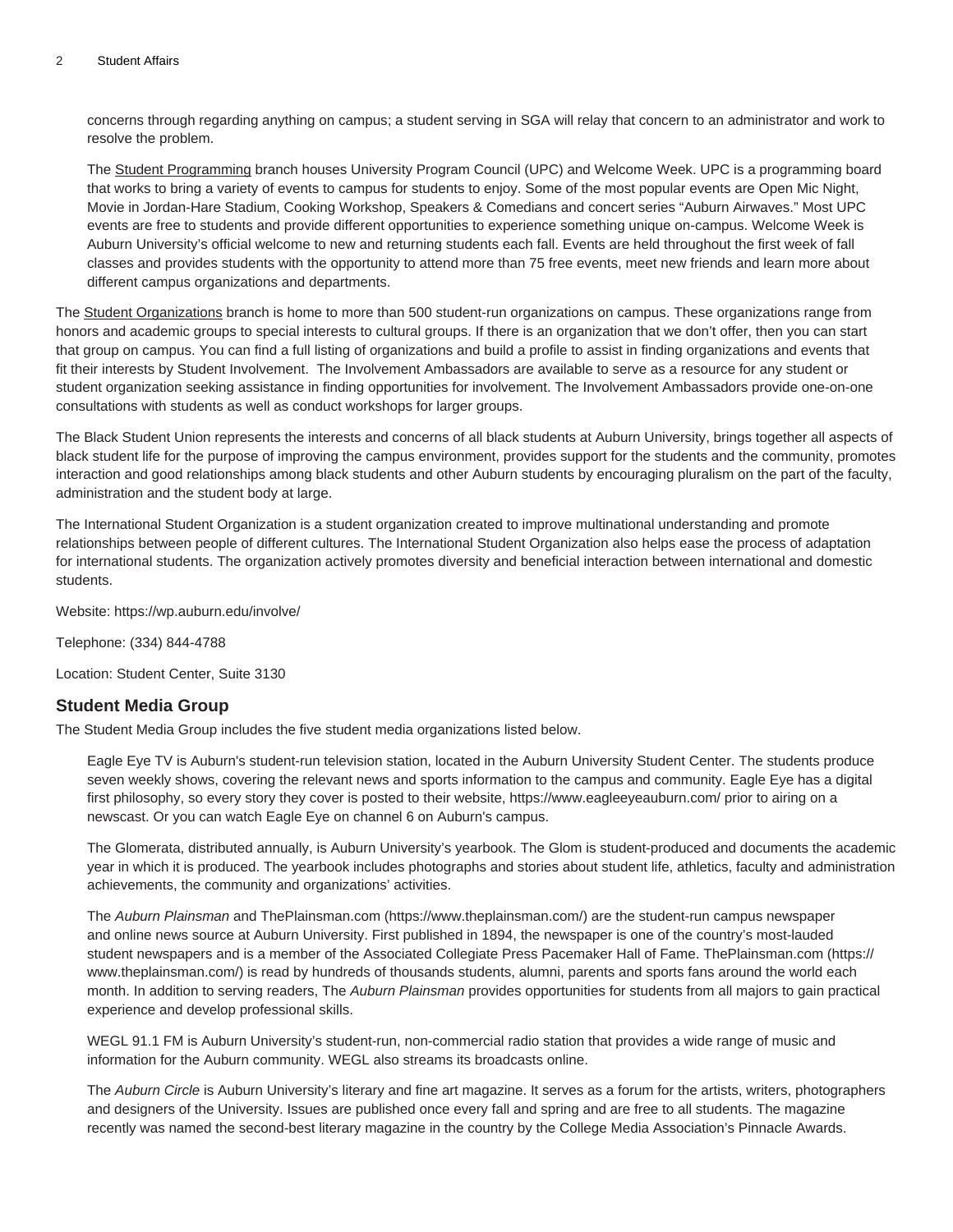concerns through regarding anything on campus; a student serving in SGA will relay that concern to an administrator and work to resolve the problem.

The Student Programming branch houses University Program Council (UPC) and Welcome Week. UPC is a programming board that works to bring a variety of events to campus for students to enjoy. Some of the most popular events are Open Mic Night, Movie in Jordan-Hare Stadium, Cooking Workshop, Speakers & Comedians and concert series "Auburn Airwaves." Most UPC events are free to students and provide different opportunities to experience something unique on-campus. Welcome Week is Auburn University's official welcome to new and returning students each fall. Events are held throughout the first week of fall classes and provides students with the opportunity to attend more than 75 free events, meet new friends and learn more about different campus organizations and departments.

The Student Organizations branch is home to more than 500 student-run organizations on campus. These organizations range from honors and academic groups to special interests to cultural groups. If there is an organization that we don't offer, then you can start that group on campus. You can find a full listing of organizations and build a profile to assist in finding organizations and events that fit their interests by Student Involvement. The Involvement Ambassadors are available to serve as a resource for any student or student organization seeking assistance in finding opportunities for involvement. The Involvement Ambassadors provide one-on-one consultations with students as well as conduct workshops for larger groups.

The Black Student Union represents the interests and concerns of all black students at Auburn University, brings together all aspects of black student life for the purpose of improving the campus environment, provides support for the students and the community, promotes interaction and good relationships among black students and other Auburn students by encouraging pluralism on the part of the faculty, administration and the student body at large.

The International Student Organization is a student organization created to improve multinational understanding and promote relationships between people of different cultures. The International Student Organization also helps ease the process of adaptation for international students. The organization actively promotes diversity and beneficial interaction between international and domestic students.

Website: https://wp.auburn.edu/involve/

Telephone: (334) 844-4788

Location: Student Center, Suite 3130

## Student Media Group

The Student Media Group includes the five student media organizations listed below.

Eagle Eye TV is Auburn's student-run television station, located in the Auburn University Student Center. The students produce seven weekly shows, covering the relevant news and sports information to the campus and community. Eagle Eye has a digital first philosophy, so every story they cover is posted to their website, https://www.eagleeyeauburn.com/ prior to airing on a newscast. Or you can watch Eagle Eye on channel 6 on Auburn's campus.

The Glomerata, distributed annually, is Auburn University's yearbook. The Glom is student-produced and documents the academic year in which it is produced. The yearbook includes photographs and stories about student life, athletics, faculty and administration achievements, the community and organizations' activities.

The *Auburn Plainsman* and ThePlainsman.com (https://www.theplainsman.com/) are the student-run campus newspaper and online news source at Auburn University. First published in 1894, the newspaper is one of the country's most-lauded student newspapers and is a member of the Associated Collegiate Press Pacemaker Hall of Fame. ThePlainsman.com (https://www.theplainsman.com/) is read by hundreds of thousands students, alumni, parents and sports fans around the world each month. In addition to serving readers, The *Auburn Plainsman* provides opportunities for students from all majors to gain practical experience and develop professional skills.

WEGL 91.1 FM is Auburn University's student-run, non-commercial radio station that provides a wide range of music and information for the Auburn community. WEGL also streams its broadcasts online.

The *Auburn Circle* is Auburn University's literary and fine art magazine. It serves as a forum for the artists, writers, photographers and designers of the University. Issues are published once every fall and spring and are free to all students. The magazine recently was named the second-best literary magazine in the country by the College Media Association's Pinnacle Awards.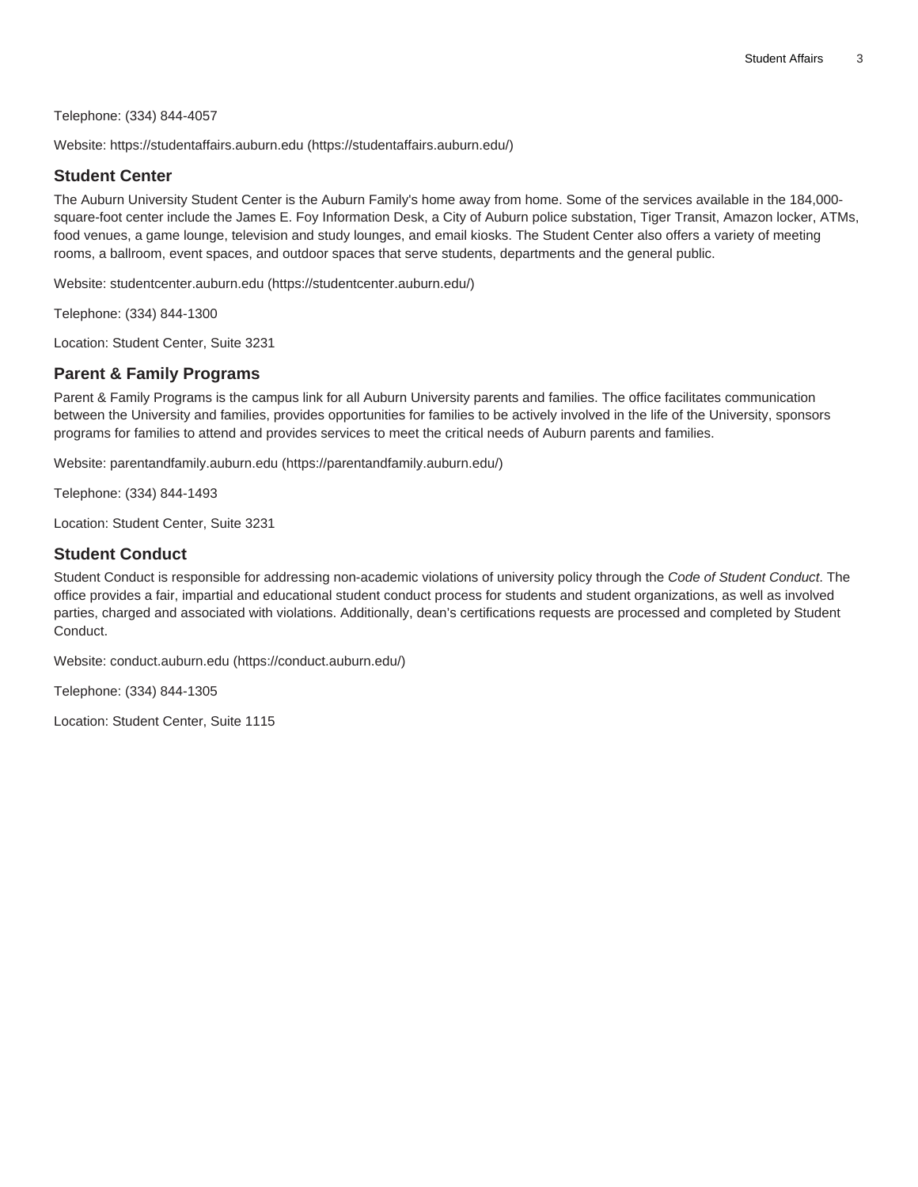Telephone: (334) 844-4057

Website: https://studentaffairs.auburn.edu (https://studentaffairs.auburn.edu/)

## Student Center

The Auburn University Student Center is the Auburn Family's home away from home. Some of the services available in the 184,000-square-foot center include the James E. Foy Information Desk, a City of Auburn police substation, Tiger Transit, Amazon locker, ATMs, food venues, a game lounge, television and study lounges, and email kiosks. The Student Center also offers a variety of meeting rooms, a ballroom, event spaces, and outdoor spaces that serve students, departments and the general public.

Website: studentcenter.auburn.edu (https://studentcenter.auburn.edu/)

Telephone: (334) 844-1300

Location: Student Center, Suite 3231

## Parent & Family Programs

Parent & Family Programs is the campus link for all Auburn University parents and families. The office facilitates communication between the University and families, provides opportunities for families to be actively involved in the life of the University, sponsors programs for families to attend and provides services to meet the critical needs of Auburn parents and families.

Website: parentandfamily.auburn.edu (https://parentandfamily.auburn.edu/)

Telephone: (334) 844-1493

Location: Student Center, Suite 3231

## Student Conduct

Student Conduct is responsible for addressing non-academic violations of university policy through the *Code of Student Conduct*. The office provides a fair, impartial and educational student conduct process for students and student organizations, as well as involved parties, charged and associated with violations. Additionally, dean's certifications requests are processed and completed by Student Conduct.

Website: conduct.auburn.edu (https://conduct.auburn.edu/)

Telephone: (334) 844-1305

Location: Student Center, Suite 1115